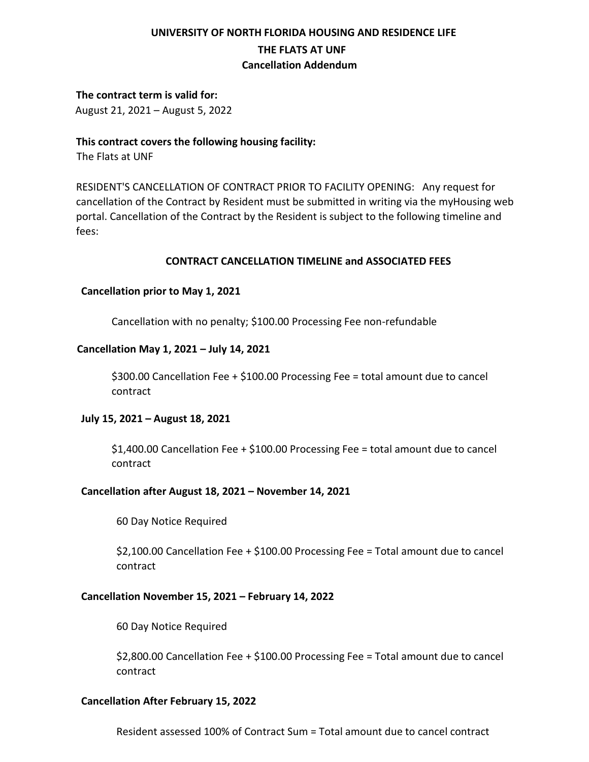# UNIVERSITY OF NORTH FLORIDA HOUSING AND RESIDENCE LIFE

## THE FLATS AT UNF

## Cancellation Addendum

**The contract term is valid for:**
August 21, 2021 – August 5, 2022

**This contract covers the following housing facility:**
The Flats at UNF

RESIDENT'S CANCELLATION OF CONTRACT PRIOR TO FACILITY OPENING: Any request for cancellation of the Contract by Resident must be submitted in writing via the myHousing web portal. Cancellation of the Contract by the Resident is subject to the following timeline and fees:

### CONTRACT CANCELLATION TIMELINE and ASSOCIATED FEES

**Cancellation prior to May 1, 2021**

Cancellation with no penalty; $100.00 Processing Fee non-refundable

**Cancellation May 1, 2021 – July 14, 2021**

$300.00 Cancellation Fee + $100.00 Processing Fee = total amount due to cancel contract

**July 15, 2021 – August 18, 2021**

$1,400.00 Cancellation Fee + $100.00 Processing Fee = total amount due to cancel contract

**Cancellation after August 18, 2021 – November 14, 2021**

60 Day Notice Required

$2,100.00 Cancellation Fee + $100.00 Processing Fee = Total amount due to cancel contract

**Cancellation November 15, 2021 – February 14, 2022**

60 Day Notice Required

$2,800.00 Cancellation Fee + $100.00 Processing Fee = Total amount due to cancel contract

**Cancellation After February 15, 2022**

Resident assessed 100% of Contract Sum = Total amount due to cancel contract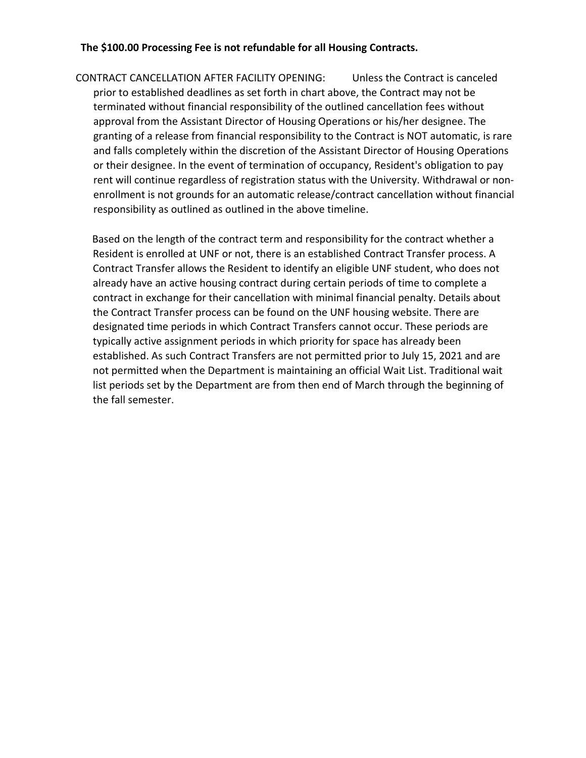**The $100.00 Processing Fee is not refundable for all Housing Contracts.**

CONTRACT CANCELLATION AFTER FACILITY OPENING: Unless the Contract is canceled prior to established deadlines as set forth in chart above, the Contract may not be terminated without financial responsibility of the outlined cancellation fees without approval from the Assistant Director of Housing Operations or his/her designee. The granting of a release from financial responsibility to the Contract is NOT automatic, is rare and falls completely within the discretion of the Assistant Director of Housing Operations or their designee. In the event of termination of occupancy, Resident's obligation to pay rent will continue regardless of registration status with the University. Withdrawal or non-enrollment is not grounds for an automatic release/contract cancellation without financial responsibility as outlined as outlined in the above timeline.

Based on the length of the contract term and responsibility for the contract whether a Resident is enrolled at UNF or not, there is an established Contract Transfer process. A Contract Transfer allows the Resident to identify an eligible UNF student, who does not already have an active housing contract during certain periods of time to complete a contract in exchange for their cancellation with minimal financial penalty. Details about the Contract Transfer process can be found on the UNF housing website. There are designated time periods in which Contract Transfers cannot occur. These periods are typically active assignment periods in which priority for space has already been established. As such Contract Transfers are not permitted prior to July 15, 2021 and are not permitted when the Department is maintaining an official Wait List. Traditional wait list periods set by the Department are from then end of March through the beginning of the fall semester.